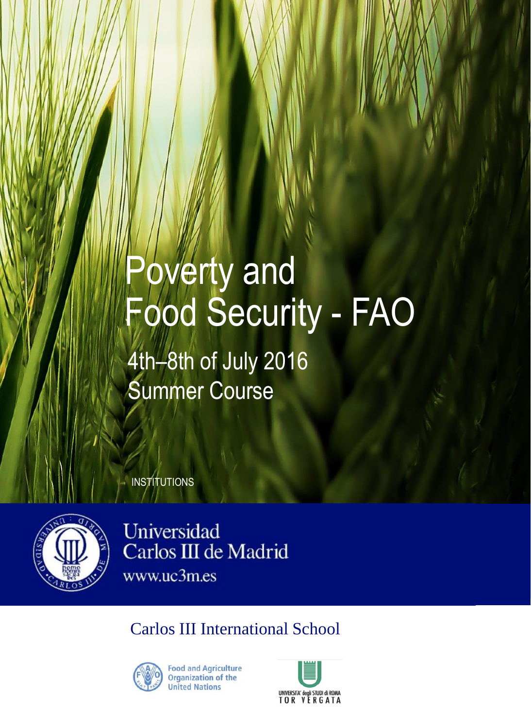# Poverty and Food Security - FAO

4th–8th of July 2016
Summer Course

INSTITUTIONS

Universidad
Carlos III de Madrid
www.uc3m.es

Carlos III International School

Food and Agriculture Organization of the United Nations

UNIVERSITA' degli STUDI di ROMA
TOR VERGATA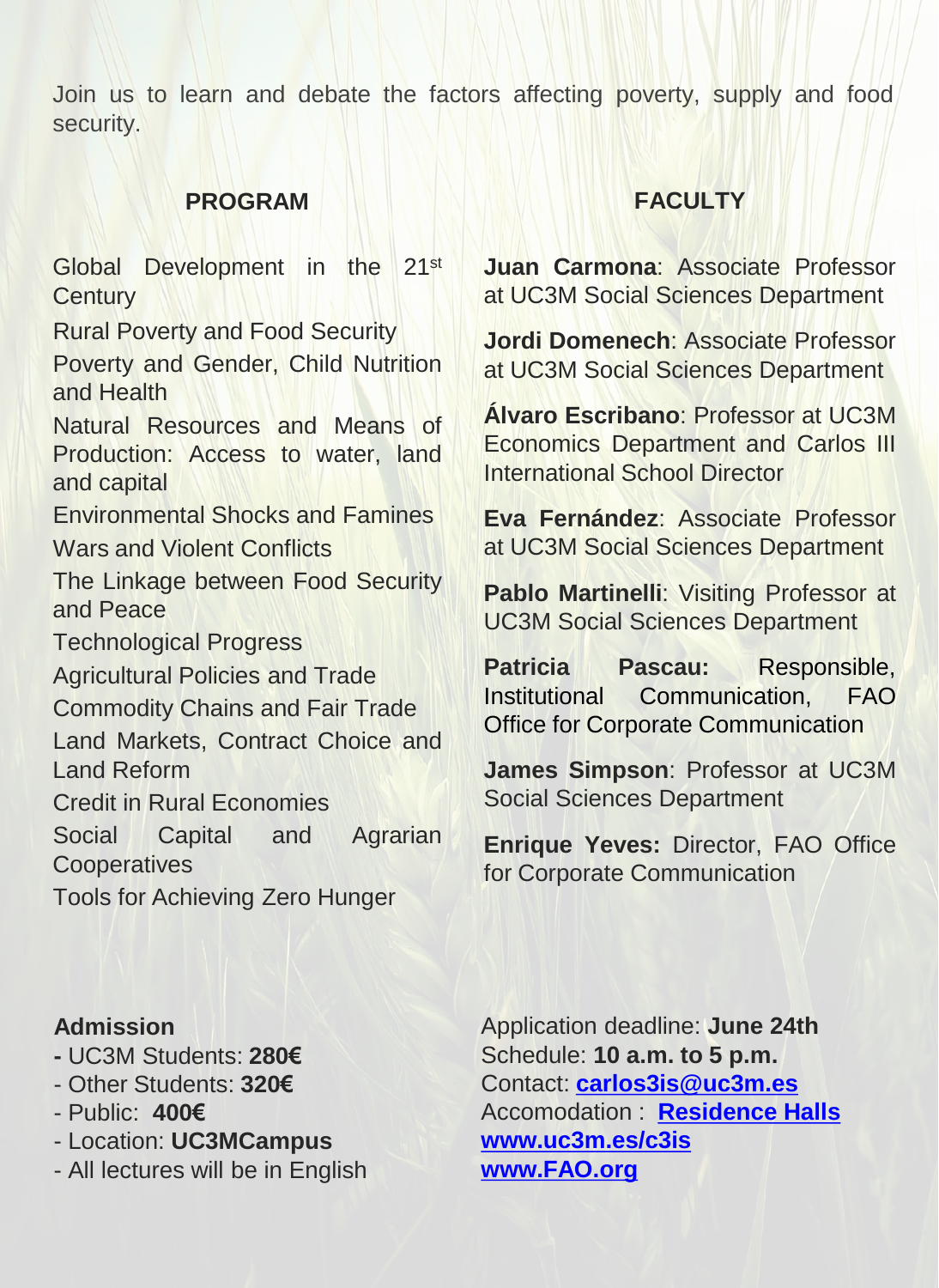Join us to learn and debate the factors affecting poverty, supply and food security.

## PROGRAM

Global Development in the 21st Century

Rural Poverty and Food Security

Poverty and Gender, Child Nutrition and Health

Natural Resources and Means of Production: Access to water, land and capital

Environmental Shocks and Famines

Wars and Violent Conflicts

The Linkage between Food Security and Peace

Technological Progress

Agricultural Policies and Trade

Commodity Chains and Fair Trade

Land Markets, Contract Choice and Land Reform

Credit in Rural Economies

Social Capital and Agrarian Cooperatives

Tools for Achieving Zero Hunger

## FACULTY

**Juan Carmona**: Associate Professor at UC3M Social Sciences Department

**Jordi Domenech**: Associate Professor at UC3M Social Sciences Department

**Álvaro Escribano**: Professor at UC3M Economics Department and Carlos III International School Director

**Eva Fernández**: Associate Professor at UC3M Social Sciences Department

**Pablo Martinelli**: Visiting Professor at UC3M Social Sciences Department

**Patricia Pascau:** Responsible, Institutional Communication, FAO Office for Corporate Communication

**James Simpson**: Professor at UC3M Social Sciences Department

**Enrique Yeves:** Director, FAO Office for Corporate Communication

**Admission**

- UC3M Students: **280€**
- Other Students: **320€**
- Public: **400€**
- Location: **UC3MCampus**
- All lectures will be in English

Application deadline: **June 24th**
Schedule: **10 a.m. to 5 p.m.**
Contact: **carlos3is@uc3m.es**
Accomodation : **Residence Halls**
**www.uc3m.es/c3is**
**www.FAO.org**